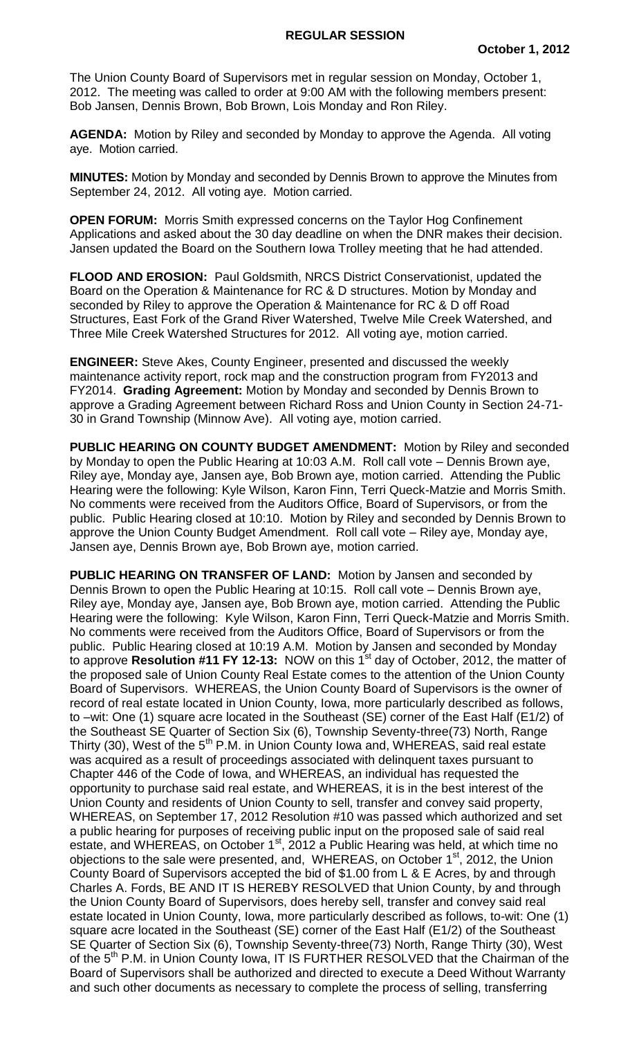# REGULAR SESSION

**October 1, 2012**

The Union County Board of Supervisors met in regular session on Monday, October 1, 2012. The meeting was called to order at 9:00 AM with the following members present: Bob Jansen, Dennis Brown, Bob Brown, Lois Monday and Ron Riley.

**AGENDA:** Motion by Riley and seconded by Monday to approve the Agenda. All voting aye. Motion carried.

**MINUTES:** Motion by Monday and seconded by Dennis Brown to approve the Minutes from September 24, 2012. All voting aye. Motion carried.

**OPEN FORUM:** Morris Smith expressed concerns on the Taylor Hog Confinement Applications and asked about the 30 day deadline on when the DNR makes their decision. Jansen updated the Board on the Southern Iowa Trolley meeting that he had attended.

**FLOOD AND EROSION:** Paul Goldsmith, NRCS District Conservationist, updated the Board on the Operation & Maintenance for RC & D structures. Motion by Monday and seconded by Riley to approve the Operation & Maintenance for RC & D off Road Structures, East Fork of the Grand River Watershed, Twelve Mile Creek Watershed, and Three Mile Creek Watershed Structures for 2012. All voting aye, motion carried.

**ENGINEER:** Steve Akes, County Engineer, presented and discussed the weekly maintenance activity report, rock map and the construction program from FY2013 and FY2014. **Grading Agreement:** Motion by Monday and seconded by Dennis Brown to approve a Grading Agreement between Richard Ross and Union County in Section 24-71-30 in Grand Township (Minnow Ave). All voting aye, motion carried.

**PUBLIC HEARING ON COUNTY BUDGET AMENDMENT:** Motion by Riley and seconded by Monday to open the Public Hearing at 10:03 A.M. Roll call vote – Dennis Brown aye, Riley aye, Monday aye, Jansen aye, Bob Brown aye, motion carried. Attending the Public Hearing were the following: Kyle Wilson, Karon Finn, Terri Queck-Matzie and Morris Smith. No comments were received from the Auditors Office, Board of Supervisors, or from the public. Public Hearing closed at 10:10. Motion by Riley and seconded by Dennis Brown to approve the Union County Budget Amendment. Roll call vote – Riley aye, Monday aye, Jansen aye, Dennis Brown aye, Bob Brown aye, motion carried.

**PUBLIC HEARING ON TRANSFER OF LAND:** Motion by Jansen and seconded by Dennis Brown to open the Public Hearing at 10:15. Roll call vote – Dennis Brown aye, Riley aye, Monday aye, Jansen aye, Bob Brown aye, motion carried. Attending the Public Hearing were the following: Kyle Wilson, Karon Finn, Terri Queck-Matzie and Morris Smith. No comments were received from the Auditors Office, Board of Supervisors or from the public. Public Hearing closed at 10:19 A.M. Motion by Jansen and seconded by Monday to approve **Resolution #11 FY 12-13:** NOW on this 1st day of October, 2012, the matter of the proposed sale of Union County Real Estate comes to the attention of the Union County Board of Supervisors. WHEREAS, the Union County Board of Supervisors is the owner of record of real estate located in Union County, Iowa, more particularly described as follows, to –wit: One (1) square acre located in the Southeast (SE) corner of the East Half (E1/2) of the Southeast SE Quarter of Section Six (6), Township Seventy-three(73) North, Range Thirty (30), West of the 5th P.M. in Union County Iowa and, WHEREAS, said real estate was acquired as a result of proceedings associated with delinquent taxes pursuant to Chapter 446 of the Code of Iowa, and WHEREAS, an individual has requested the opportunity to purchase said real estate, and WHEREAS, it is in the best interest of the Union County and residents of Union County to sell, transfer and convey said property, WHEREAS, on September 17, 2012 Resolution #10 was passed which authorized and set a public hearing for purposes of receiving public input on the proposed sale of said real estate, and WHEREAS, on October 1st, 2012 a Public Hearing was held, at which time no objections to the sale were presented, and, WHEREAS, on October 1st, 2012, the Union County Board of Supervisors accepted the bid of $1.00 from L & E Acres, by and through Charles A. Fords, BE AND IT IS HEREBY RESOLVED that Union County, by and through the Union County Board of Supervisors, does hereby sell, transfer and convey said real estate located in Union County, Iowa, more particularly described as follows, to-wit: One (1) square acre located in the Southeast (SE) corner of the East Half (E1/2) of the Southeast SE Quarter of Section Six (6), Township Seventy-three(73) North, Range Thirty (30), West of the 5th P.M. in Union County Iowa, IT IS FURTHER RESOLVED that the Chairman of the Board of Supervisors shall be authorized and directed to execute a Deed Without Warranty and such other documents as necessary to complete the process of selling, transferring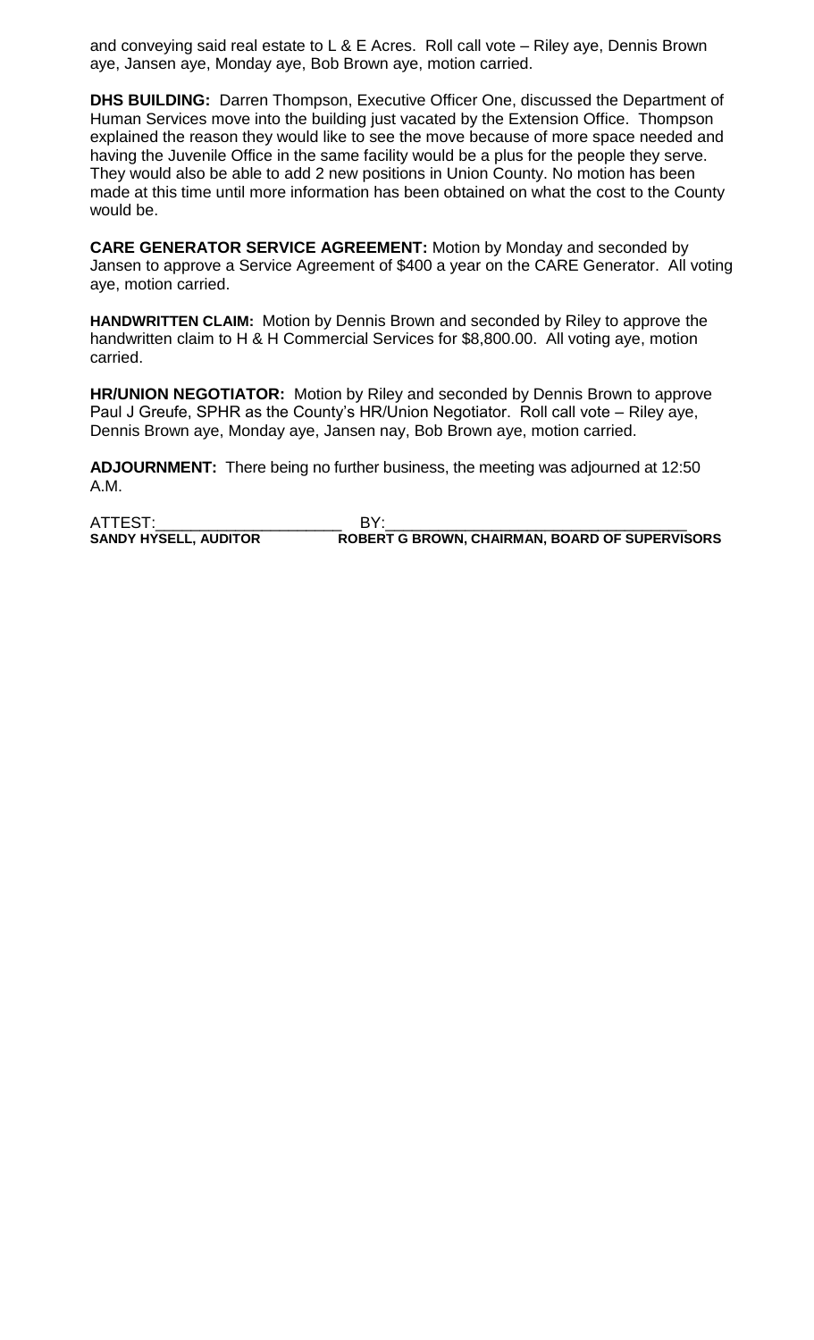and conveying said real estate to L & E Acres. Roll call vote – Riley aye, Dennis Brown aye, Jansen aye, Monday aye, Bob Brown aye, motion carried.

**DHS BUILDING:** Darren Thompson, Executive Officer One, discussed the Department of Human Services move into the building just vacated by the Extension Office. Thompson explained the reason they would like to see the move because of more space needed and having the Juvenile Office in the same facility would be a plus for the people they serve. They would also be able to add 2 new positions in Union County. No motion has been made at this time until more information has been obtained on what the cost to the County would be.

**CARE GENERATOR SERVICE AGREEMENT:** Motion by Monday and seconded by Jansen to approve a Service Agreement of $400 a year on the CARE Generator. All voting aye, motion carried.

**HANDWRITTEN CLAIM:** Motion by Dennis Brown and seconded by Riley to approve the handwritten claim to H & H Commercial Services for $8,800.00. All voting aye, motion carried.

**HR/UNION NEGOTIATOR:** Motion by Riley and seconded by Dennis Brown to approve Paul J Greufe, SPHR as the County's HR/Union Negotiator. Roll call vote – Riley aye, Dennis Brown aye, Monday aye, Jansen nay, Bob Brown aye, motion carried.

**ADJOURNMENT:** There being no further business, the meeting was adjourned at 12:50 A.M.

ATTEST:_____________________ BY:___________________________________

**SANDY HYSELL, AUDITOR** **ROBERT G BROWN, CHAIRMAN, BOARD OF SUPERVISORS**